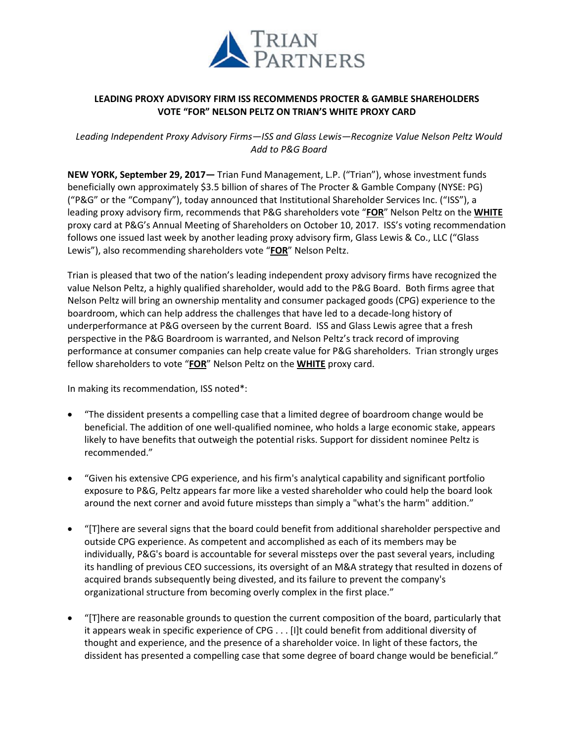# LEADING PROXY ADVISORY FIRM ISS RECOMMENDS PROCTER & GAMBLE SHAREHOLDERS VOTE "FOR" NELSON PELTZ ON TRIAN'S WHITE PROXY CARD

*Leading Independent Proxy Advisory Firms—ISS and Glass Lewis—Recognize Value Nelson Peltz Would Add to P&G Board*

**NEW YORK, September 29, 2017—** Trian Fund Management, L.P. ("Trian"), whose investment funds beneficially own approximately $3.5 billion of shares of The Procter & Gamble Company (NYSE: PG) ("P&G" or the "Company"), today announced that Institutional Shareholder Services Inc. ("ISS"), a leading proxy advisory firm, recommends that P&G shareholders vote "**FOR**" Nelson Peltz on the **WHITE** proxy card at P&G's Annual Meeting of Shareholders on October 10, 2017. ISS's voting recommendation follows one issued last week by another leading proxy advisory firm, Glass Lewis & Co., LLC ("Glass Lewis"), also recommending shareholders vote "**FOR**" Nelson Peltz.

Trian is pleased that two of the nation's leading independent proxy advisory firms have recognized the value Nelson Peltz, a highly qualified shareholder, would add to the P&G Board. Both firms agree that Nelson Peltz will bring an ownership mentality and consumer packaged goods (CPG) experience to the boardroom, which can help address the challenges that have led to a decade-long history of underperformance at P&G overseen by the current Board. ISS and Glass Lewis agree that a fresh perspective in the P&G Boardroom is warranted, and Nelson Peltz's track record of improving performance at consumer companies can help create value for P&G shareholders. Trian strongly urges fellow shareholders to vote "**FOR**" Nelson Peltz on the **WHITE** proxy card.

In making its recommendation, ISS noted*:

- "The dissident presents a compelling case that a limited degree of boardroom change would be beneficial. The addition of one well-qualified nominee, who holds a large economic stake, appears likely to have benefits that outweigh the potential risks. Support for dissident nominee Peltz is recommended."
- "Given his extensive CPG experience, and his firm's analytical capability and significant portfolio exposure to P&G, Peltz appears far more like a vested shareholder who could help the board look around the next corner and avoid future missteps than simply a "what's the harm" addition."
- "[T]here are several signs that the board could benefit from additional shareholder perspective and outside CPG experience. As competent and accomplished as each of its members may be individually, P&G's board is accountable for several missteps over the past several years, including its handling of previous CEO successions, its oversight of an M&A strategy that resulted in dozens of acquired brands subsequently being divested, and its failure to prevent the company's organizational structure from becoming overly complex in the first place."
- "[T]here are reasonable grounds to question the current composition of the board, particularly that it appears weak in specific experience of CPG . . . [I]t could benefit from additional diversity of thought and experience, and the presence of a shareholder voice. In light of these factors, the dissident has presented a compelling case that some degree of board change would be beneficial."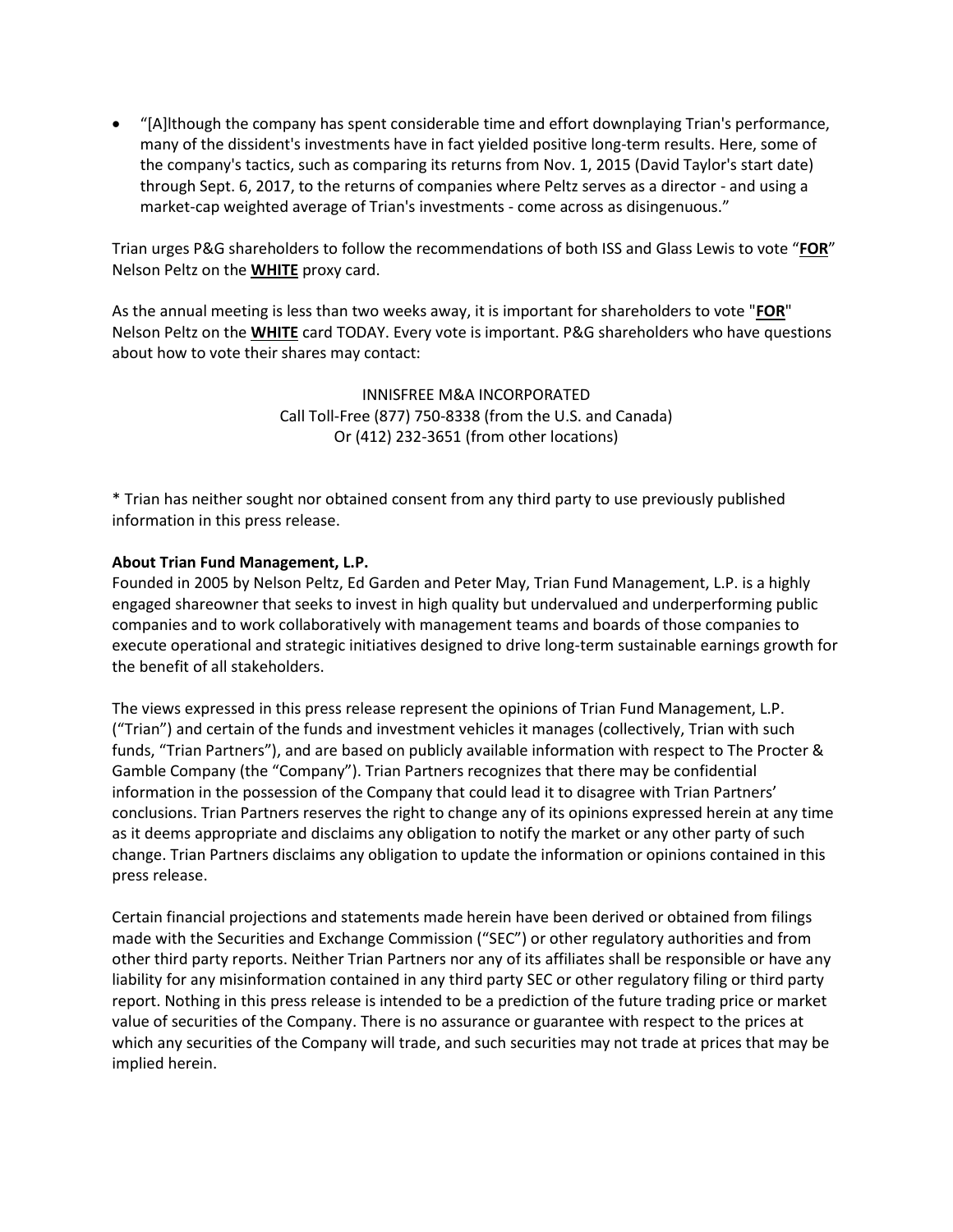- "[A]lthough the company has spent considerable time and effort downplaying Trian's performance, many of the dissident's investments have in fact yielded positive long-term results. Here, some of the company's tactics, such as comparing its returns from Nov. 1, 2015 (David Taylor's start date) through Sept. 6, 2017, to the returns of companies where Peltz serves as a director - and using a market-cap weighted average of Trian's investments - come across as disingenuous."

Trian urges P&G shareholders to follow the recommendations of both ISS and Glass Lewis to vote "**FOR**" Nelson Peltz on the **WHITE** proxy card.

As the annual meeting is less than two weeks away, it is important for shareholders to vote "**FOR**" Nelson Peltz on the **WHITE** card TODAY. Every vote is important. P&G shareholders who have questions about how to vote their shares may contact:

INNISFREE M&A INCORPORATED
Call Toll-Free (877) 750-8338 (from the U.S. and Canada)
Or (412) 232-3651 (from other locations)

* Trian has neither sought nor obtained consent from any third party to use previously published information in this press release.

**About Trian Fund Management, L.P.**
Founded in 2005 by Nelson Peltz, Ed Garden and Peter May, Trian Fund Management, L.P. is a highly engaged shareowner that seeks to invest in high quality but undervalued and underperforming public companies and to work collaboratively with management teams and boards of those companies to execute operational and strategic initiatives designed to drive long-term sustainable earnings growth for the benefit of all stakeholders.

The views expressed in this press release represent the opinions of Trian Fund Management, L.P. ("Trian") and certain of the funds and investment vehicles it manages (collectively, Trian with such funds, "Trian Partners"), and are based on publicly available information with respect to The Procter & Gamble Company (the "Company"). Trian Partners recognizes that there may be confidential information in the possession of the Company that could lead it to disagree with Trian Partners' conclusions. Trian Partners reserves the right to change any of its opinions expressed herein at any time as it deems appropriate and disclaims any obligation to notify the market or any other party of such change. Trian Partners disclaims any obligation to update the information or opinions contained in this press release.

Certain financial projections and statements made herein have been derived or obtained from filings made with the Securities and Exchange Commission ("SEC") or other regulatory authorities and from other third party reports. Neither Trian Partners nor any of its affiliates shall be responsible or have any liability for any misinformation contained in any third party SEC or other regulatory filing or third party report. Nothing in this press release is intended to be a prediction of the future trading price or market value of securities of the Company. There is no assurance or guarantee with respect to the prices at which any securities of the Company will trade, and such securities may not trade at prices that may be implied herein.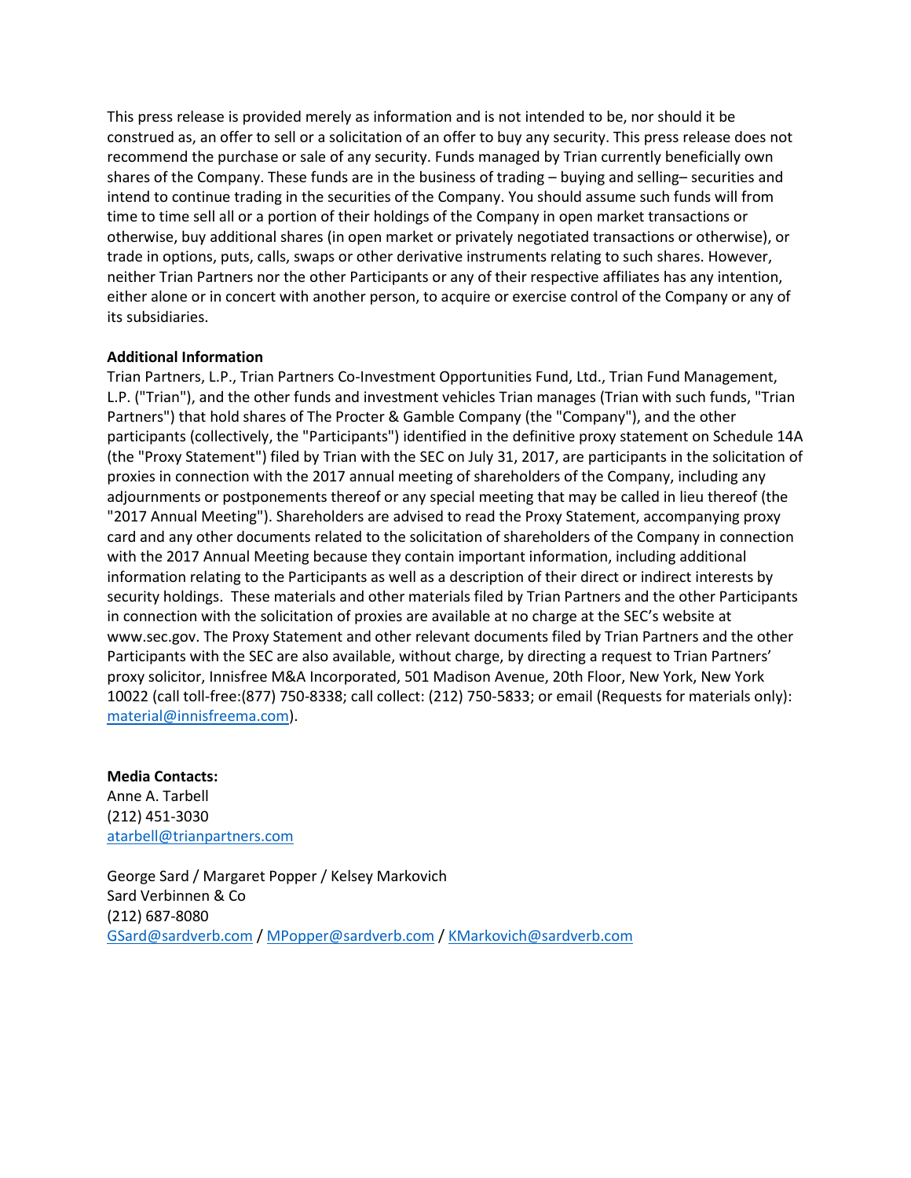This press release is provided merely as information and is not intended to be, nor should it be construed as, an offer to sell or a solicitation of an offer to buy any security. This press release does not recommend the purchase or sale of any security. Funds managed by Trian currently beneficially own shares of the Company. These funds are in the business of trading – buying and selling– securities and intend to continue trading in the securities of the Company. You should assume such funds will from time to time sell all or a portion of their holdings of the Company in open market transactions or otherwise, buy additional shares (in open market or privately negotiated transactions or otherwise), or trade in options, puts, calls, swaps or other derivative instruments relating to such shares. However, neither Trian Partners nor the other Participants or any of their respective affiliates has any intention, either alone or in concert with another person, to acquire or exercise control of the Company or any of its subsidiaries.

**Additional Information**

Trian Partners, L.P., Trian Partners Co-Investment Opportunities Fund, Ltd., Trian Fund Management, L.P. ("Trian"), and the other funds and investment vehicles Trian manages (Trian with such funds, "Trian Partners") that hold shares of The Procter & Gamble Company (the "Company"), and the other participants (collectively, the "Participants") identified in the definitive proxy statement on Schedule 14A (the "Proxy Statement") filed by Trian with the SEC on July 31, 2017, are participants in the solicitation of proxies in connection with the 2017 annual meeting of shareholders of the Company, including any adjournments or postponements thereof or any special meeting that may be called in lieu thereof (the "2017 Annual Meeting"). Shareholders are advised to read the Proxy Statement, accompanying proxy card and any other documents related to the solicitation of shareholders of the Company in connection with the 2017 Annual Meeting because they contain important information, including additional information relating to the Participants as well as a description of their direct or indirect interests by security holdings. These materials and other materials filed by Trian Partners and the other Participants in connection with the solicitation of proxies are available at no charge at the SEC's website at www.sec.gov. The Proxy Statement and other relevant documents filed by Trian Partners and the other Participants with the SEC are also available, without charge, by directing a request to Trian Partners' proxy solicitor, Innisfree M&A Incorporated, 501 Madison Avenue, 20th Floor, New York, New York 10022 (call toll-free:(877) 750-8338; call collect: (212) 750-5833; or email (Requests for materials only): material@innisfreema.com).

**Media Contacts:**
Anne A. Tarbell
(212) 451-3030
atarbell@trianpartners.com

George Sard / Margaret Popper / Kelsey Markovich
Sard Verbinnen & Co
(212) 687-8080
GSard@sardverb.com / MPopper@sardverb.com / KMarkovich@sardverb.com